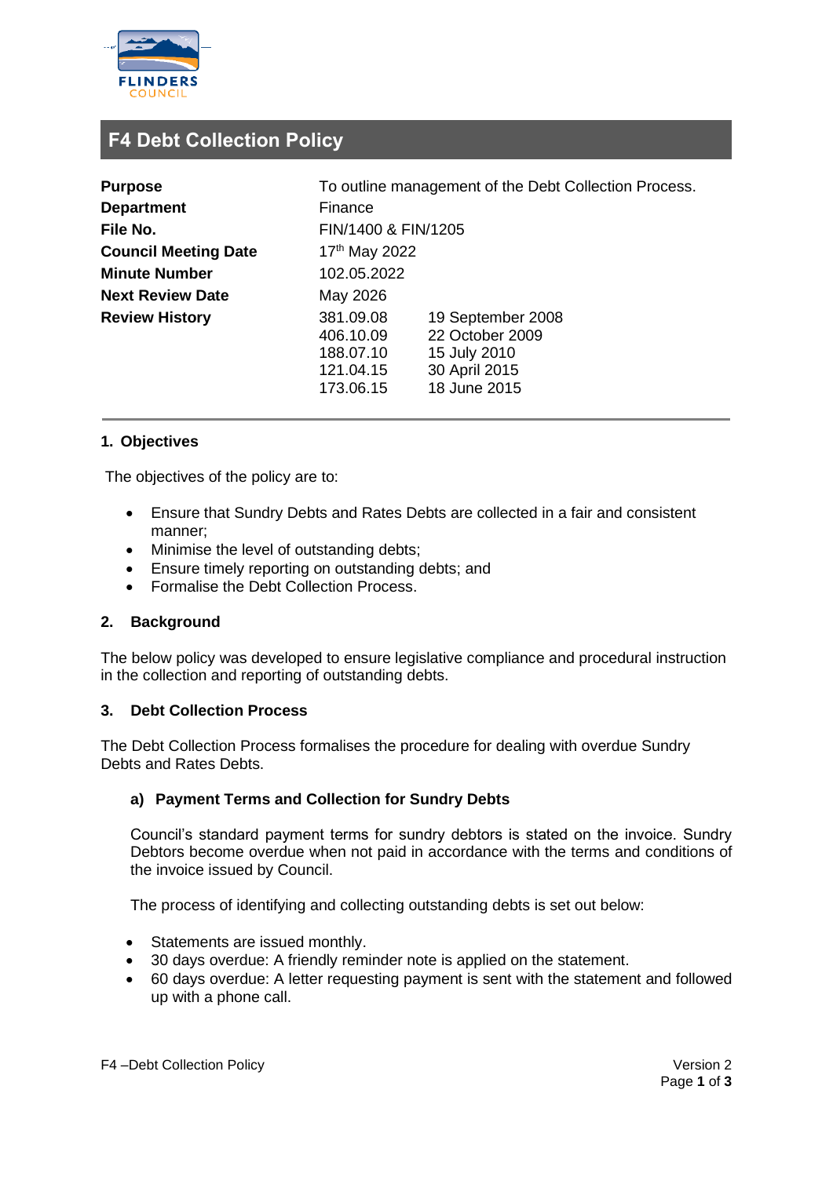# F4 Debt Collection Policy

| | | |
|---|---|---|
| **Purpose** | To outline management of the Debt Collection Process. | |
| **Department** | Finance | |
| **File No.** | FIN/1400 & FIN/1205 | |
| **Council Meeting Date** | 17th May 2022 | |
| **Minute Number** | 102.05.2022 | |
| **Next Review Date** | May 2026 | |
| **Review History** | 381.09.08 | 19 September 2008 |
| | 406.10.09 | 22 October 2009 |
| | 188.07.10 | 15 July 2010 |
| | 121.04.15 | 30 April 2015 |
| | 173.06.15 | 18 June 2015 |

## 1. Objectives

The objectives of the policy are to:

- Ensure that Sundry Debts and Rates Debts are collected in a fair and consistent manner;
- Minimise the level of outstanding debts;
- Ensure timely reporting on outstanding debts; and
- Formalise the Debt Collection Process.

## 2. Background

The below policy was developed to ensure legislative compliance and procedural instruction in the collection and reporting of outstanding debts.

## 3. Debt Collection Process

The Debt Collection Process formalises the procedure for dealing with overdue Sundry Debts and Rates Debts.

### a) Payment Terms and Collection for Sundry Debts

Council's standard payment terms for sundry debtors is stated on the invoice. Sundry Debtors become overdue when not paid in accordance with the terms and conditions of the invoice issued by Council.

The process of identifying and collecting outstanding debts is set out below:

- Statements are issued monthly.
- 30 days overdue: A friendly reminder note is applied on the statement.
- 60 days overdue: A letter requesting payment is sent with the statement and followed up with a phone call.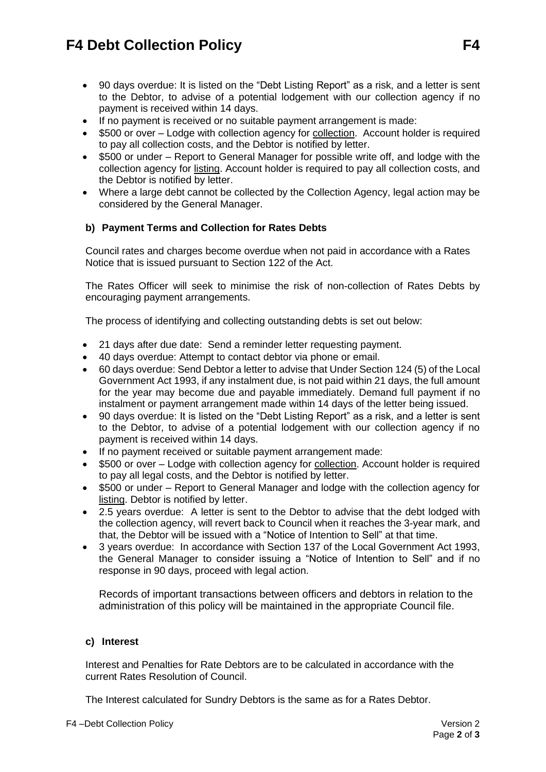- 90 days overdue: It is listed on the "Debt Listing Report" as a risk, and a letter is sent to the Debtor, to advise of a potential lodgement with our collection agency if no payment is received within 14 days.
- If no payment is received or no suitable payment arrangement is made:
- $500 or over – Lodge with collection agency for <u>collection</u>. Account holder is required to pay all collection costs, and the Debtor is notified by letter.
- $500 or under – Report to General Manager for possible write off, and lodge with the collection agency for <u>listing</u>. Account holder is required to pay all collection costs, and the Debtor is notified by letter.
- Where a large debt cannot be collected by the Collection Agency, legal action may be considered by the General Manager.

### b) Payment Terms and Collection for Rates Debts

Council rates and charges become overdue when not paid in accordance with a Rates Notice that is issued pursuant to Section 122 of the Act.

The Rates Officer will seek to minimise the risk of non-collection of Rates Debts by encouraging payment arrangements.

The process of identifying and collecting outstanding debts is set out below:

- 21 days after due date: Send a reminder letter requesting payment.
- 40 days overdue: Attempt to contact debtor via phone or email.
- 60 days overdue: Send Debtor a letter to advise that Under Section 124 (5) of the Local Government Act 1993, if any instalment due, is not paid within 21 days, the full amount for the year may become due and payable immediately. Demand full payment if no instalment or payment arrangement made within 14 days of the letter being issued.
- 90 days overdue: It is listed on the "Debt Listing Report" as a risk, and a letter is sent to the Debtor, to advise of a potential lodgement with our collection agency if no payment is received within 14 days.
- If no payment received or suitable payment arrangement made:
- $500 or over – Lodge with collection agency for <u>collection</u>. Account holder is required to pay all legal costs, and the Debtor is notified by letter.
- $500 or under – Report to General Manager and lodge with the collection agency for <u>listing</u>. Debtor is notified by letter.
- 2.5 years overdue: A letter is sent to the Debtor to advise that the debt lodged with the collection agency, will revert back to Council when it reaches the 3-year mark, and that, the Debtor will be issued with a "Notice of Intention to Sell" at that time.
- 3 years overdue: In accordance with Section 137 of the Local Government Act 1993, the General Manager to consider issuing a "Notice of Intention to Sell" and if no response in 90 days, proceed with legal action.

Records of important transactions between officers and debtors in relation to the administration of this policy will be maintained in the appropriate Council file.

### c) Interest

Interest and Penalties for Rate Debtors are to be calculated in accordance with the current Rates Resolution of Council.

The Interest calculated for Sundry Debtors is the same as for a Rates Debtor.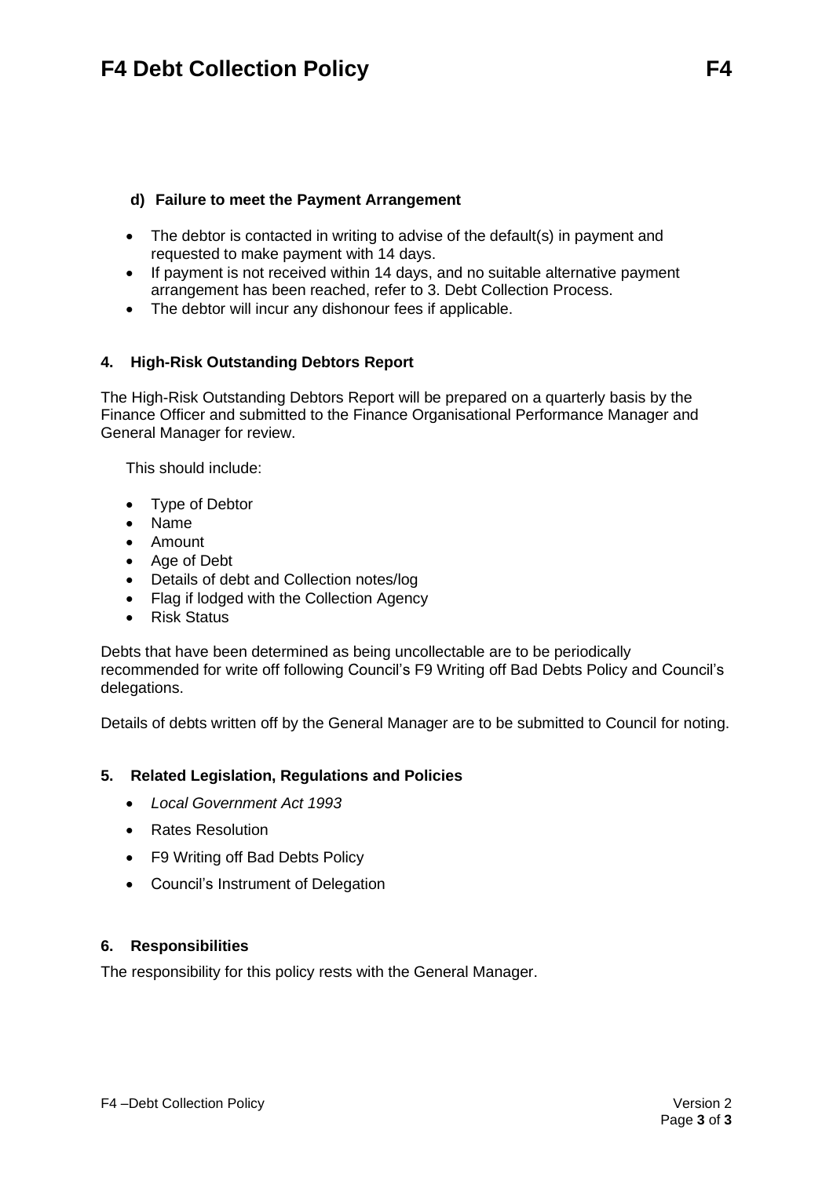### d) Failure to meet the Payment Arrangement

- The debtor is contacted in writing to advise of the default(s) in payment and requested to make payment with 14 days.
- If payment is not received within 14 days, and no suitable alternative payment arrangement has been reached, refer to 3. Debt Collection Process.
- The debtor will incur any dishonour fees if applicable.

## 4. High-Risk Outstanding Debtors Report

The High-Risk Outstanding Debtors Report will be prepared on a quarterly basis by the Finance Officer and submitted to the Finance Organisational Performance Manager and General Manager for review.

This should include:

- Type of Debtor
- Name
- Amount
- Age of Debt
- Details of debt and Collection notes/log
- Flag if lodged with the Collection Agency
- Risk Status

Debts that have been determined as being uncollectable are to be periodically recommended for write off following Council's F9 Writing off Bad Debts Policy and Council's delegations.

Details of debts written off by the General Manager are to be submitted to Council for noting.

## 5. Related Legislation, Regulations and Policies

- *Local Government Act 1993*
- Rates Resolution
- F9 Writing off Bad Debts Policy
- Council's Instrument of Delegation

## 6. Responsibilities

The responsibility for this policy rests with the General Manager.